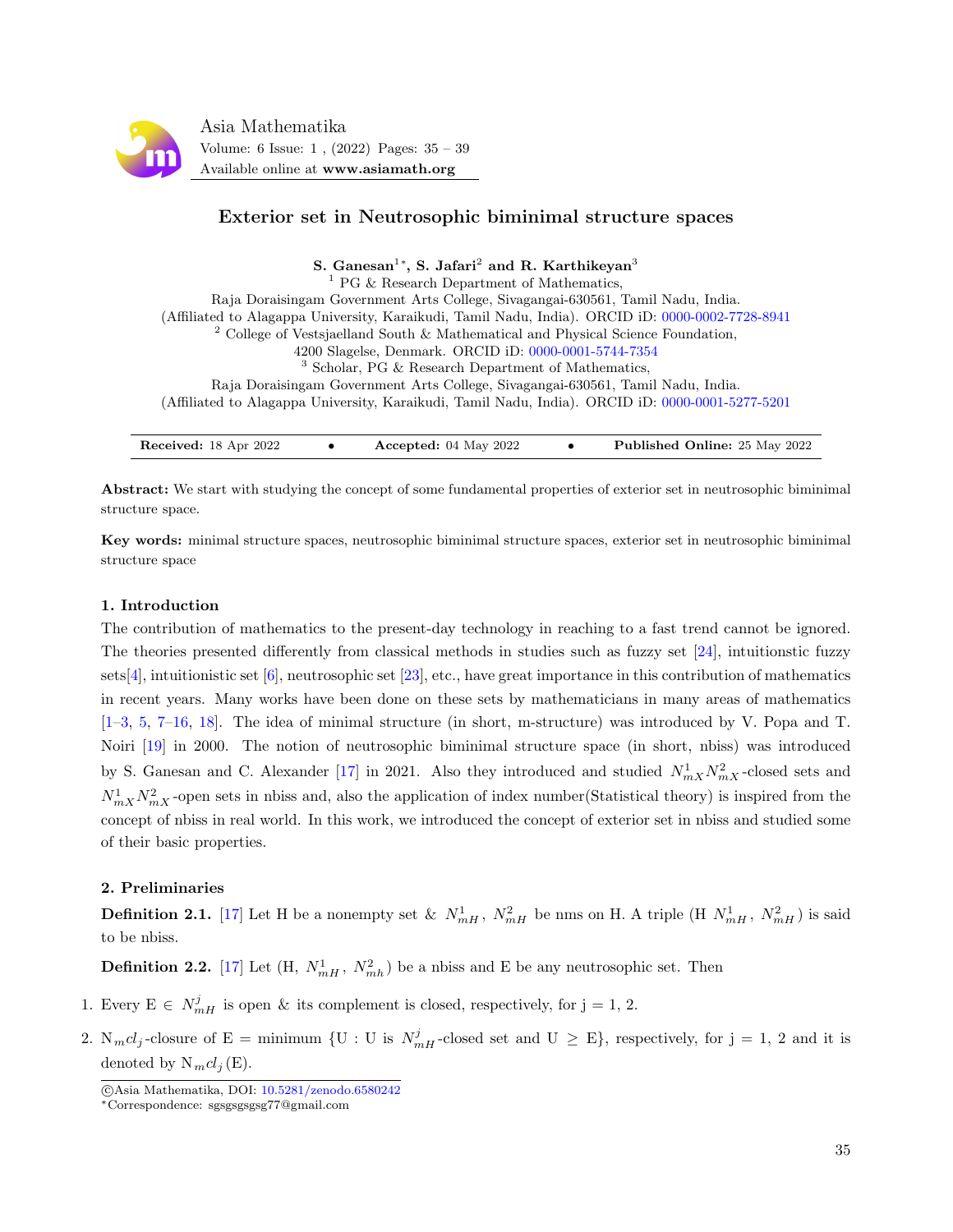# Exterior set in Neutrosophic biminimal structure spaces

**S. Ganesan[1*], S. Jafari[2] and R. Karthikeyan[3]**

[1] PG & Research Department of Mathematics,
Raja Doraisingam Government Arts College, Sivagangai-630561, Tamil Nadu, India.
(Affiliated to Alagappa University, Karaikudi, Tamil Nadu, India). ORCID iD: 0000-0002-7728-8941

[2] College of Vestsjaelland South & Mathematical and Physical Science Foundation,
4200 Slagelse, Denmark. ORCID iD: 0000-0001-5744-7354

[3] Scholar, PG & Research Department of Mathematics,
Raja Doraisingam Government Arts College, Sivagangai-630561, Tamil Nadu, India.
(Affiliated to Alagappa University, Karaikudi, Tamil Nadu, India). ORCID iD: 0000-0001-5277-5201

**Received:** 18 Apr 2022 • **Accepted:** 04 May 2022 • **Published Online:** 25 May 2022

**Abstract:** We start with studying the concept of some fundamental properties of exterior set in neutrosophic biminimal structure space.

**Key words:** minimal structure spaces, neutrosophic biminimal structure spaces, exterior set in neutrosophic biminimal structure space

## 1. Introduction

The contribution of mathematics to the present-day technology in reaching to a fast trend cannot be ignored. The theories presented differently from classical methods in studies such as fuzzy set [24], intuitionstic fuzzy sets[4], intuitionistic set [6], neutrosophic set [23], etc., have great importance in this contribution of mathematics in recent years. Many works have been done on these sets by mathematicians in many areas of mathematics [1–3, 5, 7–16, 18]. The idea of minimal structure (in short, m-structure) was introduced by V. Popa and T. Noiri [19] in 2000. The notion of neutrosophic biminimal structure space (in short, nbiss) was introduced by S. Ganesan and C. Alexander [17] in 2021. Also they introduced and studied $N^1_{mX}N^2_{mX}$-closed sets and $N^1_{mX}N^2_{mX}$-open sets in nbiss and, also the application of index number(Statistical theory) is inspired from the concept of nbiss in real world. In this work, we introduced the concept of exterior set in nbiss and studied some of their basic properties.

## 2. Preliminaries

**Definition 2.1.** [17] Let H be a nonempty set & $N^1_{mH}$, $N^2_{mH}$ be nms on H. A triple (H $N^1_{mH}$, $N^2_{mH}$) is said to be nbiss.

**Definition 2.2.** [17] Let (H, $N^1_{mH}$, $N^2_{mh}$) be a nbiss and E be any neutrosophic set. Then

1. Every E $\in$ $N^j_{mH}$ is open & its complement is closed, respectively, for j = 1, 2.
2. $N_m cl_j$-closure of E = minimum {U : U is $N^j_{mH}$-closed set and U $\geq$ E}, respectively, for j = 1, 2 and it is denoted by $N_m cl_j$(E).

©Asia Mathematatika, DOI: 10.5281/zenodo.6580242

*Correspondence: sgsgsgsgsg77@gmail.com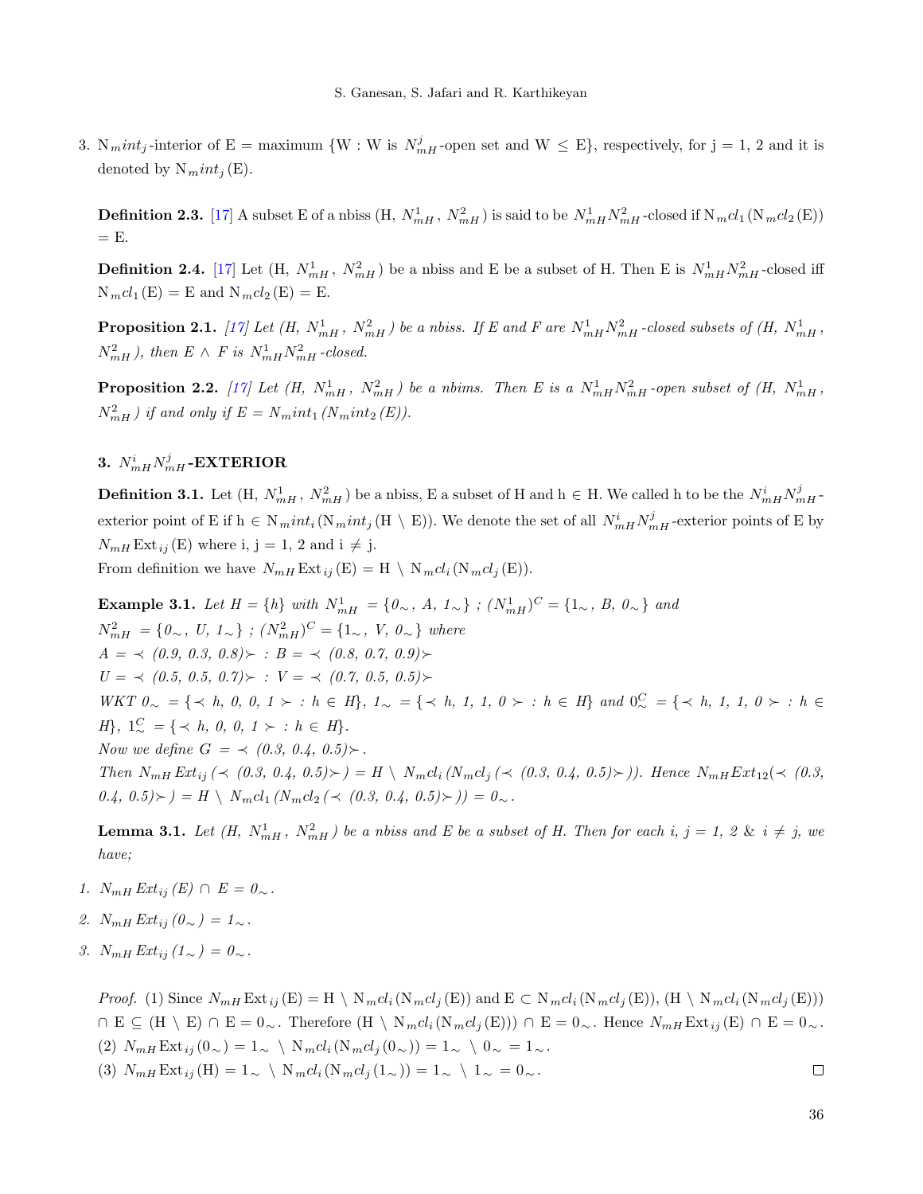3. N$_m int_j$-interior of E = maximum {W : W is $N^j_{mH}$-open set and W $\leq$ E}, respectively, for j = 1, 2 and it is denoted by N$_m int_j$(E).

**Definition 2.3.** [17] A subset E of a nbiss (H, $N^1_{mH}$, $N^2_{mH}$) is said to be $N^1_{mH}N^2_{mH}$-closed if N$_m cl_1$(N$_m cl_2$(E)) = E.

**Definition 2.4.** [17] Let (H, $N^1_{mH}$, $N^2_{mH}$) be a nbiss and E be a subset of H. Then E is $N^1_{mH}N^2_{mH}$-closed iff N$_m cl_1$(E) = E and N$_m cl_2$(E) = E.

**Proposition 2.1.** *[17] Let (H, $N^1_{mH}$, $N^2_{mH}$) be a nbiss. If E and F are $N^1_{mH}N^2_{mH}$-closed subsets of (H, $N^1_{mH}$, $N^2_{mH}$), then E $\wedge$ F is $N^1_{mH}N^2_{mH}$-closed.*

**Proposition 2.2.** *[17] Let (H, $N^1_{mH}$, $N^2_{mH}$) be a nbims. Then E is a $N^1_{mH}N^2_{mH}$-open subset of (H, $N^1_{mH}$, $N^2_{mH}$) if and only if E = N$_m int_1$(N$_m int_2$(E)).*

## 3. $N^i_{mH}N^j_{mH}$-EXTERIOR

**Definition 3.1.** Let (H, $N^1_{mH}$, $N^2_{mH}$) be a nbiss, E a subset of H and h $\in$ H. We called h to be the $N^i_{mH}N^j_{mH}$-exterior point of E if h $\in$ N$_m int_i$(N$_m int_j$(H $\setminus$ E)). We denote the set of all $N^i_{mH}N^j_{mH}$-exterior points of E by $N_{mH}$Ext$_{ij}$(E) where i, j = 1, 2 and i $\neq$ j.

From definition we have $N_{mH}$Ext$_{ij}$(E) = H $\setminus$ N$_m cl_i$(N$_m cl_j$(E)).

**Example 3.1.** *Let H = {h} with $N^1_{mH}$ = {$0_\sim$, A, $1_\sim$} ; $(N^1_{mH})^C$ = {$1_\sim$, B, $0_\sim$} and $N^2_{mH}$ = {$0_\sim$, U, $1_\sim$} ; $(N^2_{mH})^C$ = {$1_\sim$, V, $0_\sim$} where*

*A = $\prec$ (0.9, 0.3, 0.8)$\succ$ : B = $\prec$ (0.8, 0.7, 0.9)$\succ$*

*U = $\prec$ (0.5, 0.5, 0.7)$\succ$ : V = $\prec$ (0.7, 0.5, 0.5)$\succ$*

*WKT $0_\sim$ = {$\prec$ h, 0, 0, 1 $\succ$ : h $\in$ H}, $1_\sim$ = {$\prec$ h, 1, 1, 0 $\succ$ : h $\in$ H} and $0^C_\sim$ = {$\prec$ h, 1, 1, 0 $\succ$ : h $\in$ H}, $1^C_\sim$ = {$\prec$ h, 0, 0, 1 $\succ$ : h $\in$ H}.*

*Now we define G = $\prec$ (0.3, 0.4, 0.5)$\succ$.*

*Then $N_{mH}$Ext$_{ij}$($\prec$ (0.3, 0.4, 0.5)$\succ$) = H $\setminus$ N$_m cl_i$(N$_m cl_j$($\prec$ (0.3, 0.4, 0.5)$\succ$)). Hence $N_{mH}$Ext$_{12}$($\prec$ (0.3, 0.4, 0.5)$\succ$) = H $\setminus$ N$_m cl_1$(N$_m cl_2$($\prec$ (0.3, 0.4, 0.5)$\succ$)) = $0_\sim$.*

**Lemma 3.1.** *Let (H, $N^1_{mH}$, $N^2_{mH}$) be a nbiss and E be a subset of H. Then for each i, j = 1, 2 & i $\neq$ j, we have;*

1. *$N_{mH}$Ext$_{ij}$(E) $\cap$ E = $0_\sim$.*
2. *$N_{mH}$Ext$_{ij}$($0_\sim$) = $1_\sim$.*
3. *$N_{mH}$Ext$_{ij}$($1_\sim$) = $0_\sim$.*

*Proof.* (1) Since $N_{mH}$Ext$_{ij}$(E) = H $\setminus$ N$_m cl_i$(N$_m cl_j$(E)) and E $\subset$ N$_m cl_i$(N$_m cl_j$(E)), (H $\setminus$ N$_m cl_i$(N$_m cl_j$(E))) $\cap$ E $\subseteq$ (H $\setminus$ E) $\cap$ E = $0_\sim$. Therefore (H $\setminus$ N$_m cl_i$(N$_m cl_j$(E))) $\cap$ E = $0_\sim$. Hence $N_{mH}$Ext$_{ij}$(E) $\cap$ E = $0_\sim$.

(2) $N_{mH}$Ext$_{ij}$($0_\sim$) = $1_\sim$ $\setminus$ N$_m cl_i$(N$_m cl_j$($0_\sim$)) = $1_\sim$ $\setminus$ $0_\sim$ = $1_\sim$.

(3) $N_{mH}$Ext$_{ij}$(H) = $1_\sim$ $\setminus$ N$_m cl_i$(N$_m cl_j$($1_\sim$)) = $1_\sim$ $\setminus$ $1_\sim$ = $0_\sim$. □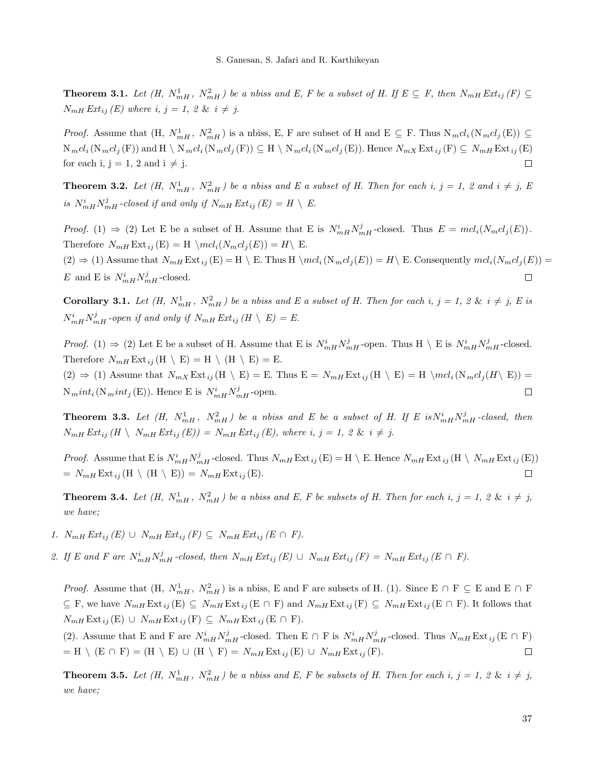**Theorem 3.1.** *Let (H, $N^1_{mH}$, $N^2_{mH}$) be a nbiss and E, F be a subset of H. If E $\subseteq$ F, then $N_{mH}\, Ext_{ij}$ (F) $\subseteq$ $N_{mH}\, Ext_{ij}$ (E) where i, j = 1, 2 & i $\neq$ j.*

*Proof.* Assume that (H, $N^1_{mH}$, $N^2_{mH}$) is a nbiss, E, F are subset of H and E $\subseteq$ F. Thus $N_mcl_i(N_mcl_j(E)) \subseteq N_mcl_i(N_mcl_j(F))$ and H $\setminus$ $N_mcl_i(N_mcl_j(F)) \subseteq$ H $\setminus$ $N_mcl_i(N_mcl_j(E))$. Hence $N_{mX}\,\text{Ext}_{ij}\,(F) \subseteq N_{mH}\,\text{Ext}_{ij}\,(E)$ for each i, j = 1, 2 and i $\neq$ j. $\square$

**Theorem 3.2.** *Let (H, $N^1_{mH}$, $N^2_{mH}$) be a nbiss and E a subset of H. Then for each i, j = 1, 2 and i $\neq$ j, E is $N^i_{mH}N^j_{mH}$-closed if and only if $N_{mH}\, Ext_{ij}$ (E) = H $\setminus$ E.*

*Proof.* (1) $\Rightarrow$ (2) Let E be a subset of H. Assume that E is $N^i_{mH}N^j_{mH}$-closed. Thus $E = mcl_i(N_mcl_j(E))$. Therefore $N_{mH}\,\text{Ext}_{ij}\,(E) = H \setminus mcl_i(N_mcl_j(E)) = H\setminus E$.
(2) $\Rightarrow$ (1) Assume that $N_{mH}\,\text{Ext}_{ij}\,(E) = H \setminus E$. Thus $H \setminus mcl_i(N_mcl_j(E)) = H\setminus E$. Consequently $mcl_i(N_mcl_j(E)) = E$ and E is $N^i_{mH}N^j_{mH}$-closed. $\square$

**Corollary 3.1.** *Let (H, $N^1_{mH}$, $N^2_{mH}$) be a nbiss and E a subset of H. Then for each i, j = 1, 2 & i $\neq$ j, E is $N^i_{mH}N^j_{mH}$-open if and only if $N_{mH}\, Ext_{ij}$ (H $\setminus$ E) = E.*

*Proof.* (1) $\Rightarrow$ (2) Let E be a subset of H. Assume that E is $N^i_{mH}N^j_{mH}$-open. Thus H $\setminus$ E is $N^i_{mH}N^j_{mH}$-closed. Therefore $N_{mH}\,\text{Ext}_{ij}\,(H \setminus E) = H \setminus (H \setminus E) = E$.
(2) $\Rightarrow$ (1) Assume that $N_{mX}\,\text{Ext}_{ij}\,(H \setminus E) = E$. Thus $E = N_{mH}\,\text{Ext}_{ij}\,(H \setminus E) = H \setminus mcl_i(N_mcl_j(H\setminus E)) = N_mint_i(N_mint_j(E))$. Hence E is $N^i_{mH}N^j_{mH}$-open. $\square$

**Theorem 3.3.** *Let (H, $N^1_{mH}$, $N^2_{mH}$) be a nbiss and E be a subset of H. If E is $N^i_{mH}N^j_{mH}$-closed, then $N_{mH}\, Ext_{ij}$ (H $\setminus$ $N_{mH}\, Ext_{ij}$ (E)) = $N_{mH}\, Ext_{ij}$ (E), where i, j = 1, 2 & i $\neq$ j.*

*Proof.* Assume that E is $N^i_{mH}N^j_{mH}$-closed. Thus $N_{mH}\,\text{Ext}_{ij}\,(E) = H \setminus E$. Hence $N_{mH}\,\text{Ext}_{ij}\,(H \setminus N_{mH}\,\text{Ext}_{ij}\,(E)) = N_{mH}\,\text{Ext}_{ij}\,(H \setminus (H \setminus E)) = N_{mH}\,\text{Ext}_{ij}\,(E)$. $\square$

**Theorem 3.4.** *Let (H, $N^1_{mH}$, $N^2_{mH}$) be a nbiss and E, F be subsets of H. Then for each i, j = 1, 2 & i $\neq$ j, we have;*

1. *$N_{mH}\, Ext_{ij}$ (E) $\cup$ $N_{mH}\, Ext_{ij}$ (F) $\subseteq$ $N_{mH}\, Ext_{ij}$ (E $\cap$ F).*
2. *If E and F are $N^i_{mH}N^j_{mH}$-closed, then $N_{mH}\, Ext_{ij}$ (E) $\cup$ $N_{mH}\, Ext_{ij}$ (F) = $N_{mH}\, Ext_{ij}$ (E $\cap$ F).*

*Proof.* Assume that (H, $N^1_{mH}$, $N^2_{mH}$) is a nbiss, E and F are subsets of H. (1). Since E $\cap$ F $\subseteq$ E and E $\cap$ F $\subseteq$ F, we have $N_{mH}\,\text{Ext}_{ij}\,(E) \subseteq N_{mH}\,\text{Ext}_{ij}\,(E \cap F)$ and $N_{mH}\,\text{Ext}_{ij}\,(F) \subseteq N_{mH}\,\text{Ext}_{ij}\,(E \cap F)$. It follows that $N_{mH}\,\text{Ext}_{ij}\,(E) \cup N_{mH}\,\text{Ext}_{ij}\,(F) \subseteq N_{mH}\,\text{Ext}_{ij}\,(E \cap F)$.
(2). Assume that E and F are $N^i_{mH}N^j_{mH}$-closed. Then E $\cap$ F is $N^i_{mH}N^j_{mH}$-closed. Thus $N_{mH}\,\text{Ext}_{ij}\,(E \cap F) = H \setminus (E \cap F) = (H \setminus E) \cup (H \setminus F) = N_{mH}\,\text{Ext}_{ij}\,(E) \cup N_{mH}\,\text{Ext}_{ij}\,(F)$. $\square$

**Theorem 3.5.** *Let (H, $N^1_{mH}$, $N^2_{mH}$) be a nbiss and E, F be subsets of H. Then for each i, j = 1, 2 & i $\neq$ j, we have;*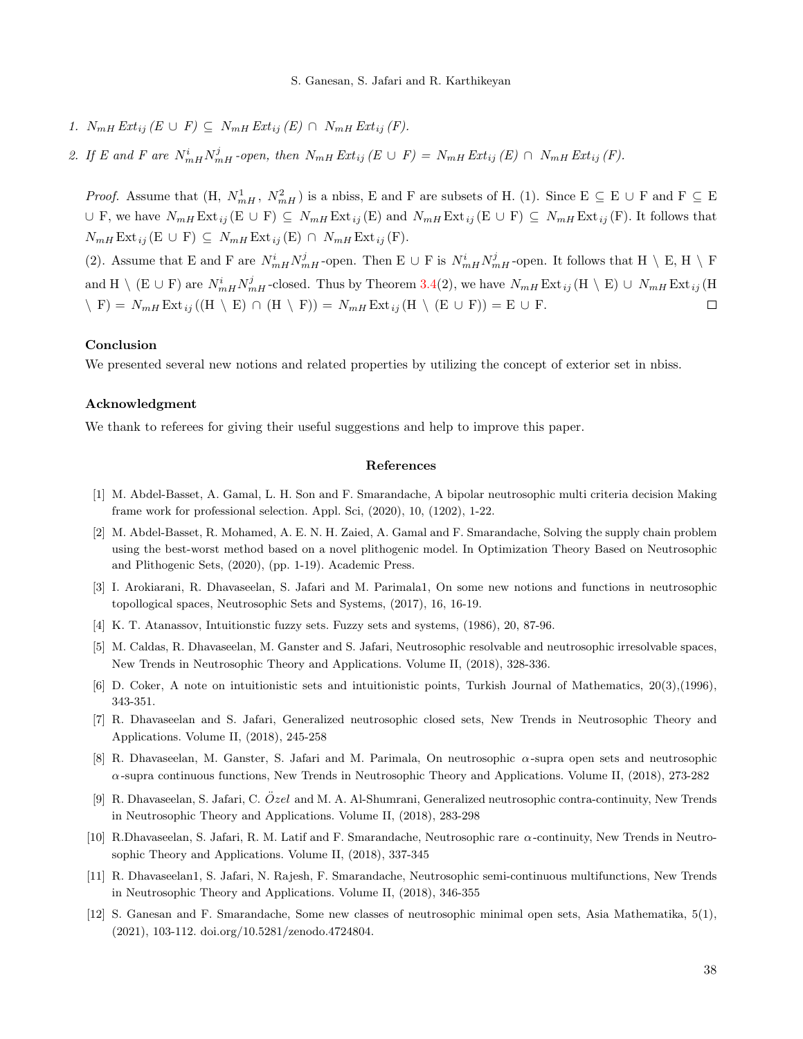1. $N_{mH}\, Ext_{ij}\,(E \cup F) \subseteq N_{mH}\, Ext_{ij}\,(E) \cap N_{mH}\, Ext_{ij}\,(F)$.
2. *If E and F are $N^{i}_{mH}N^{j}_{mH}$-open, then* $N_{mH}\, Ext_{ij}\,(E \cup F) = N_{mH}\, Ext_{ij}\,(E) \cap N_{mH}\, Ext_{ij}\,(F)$.

*Proof.* Assume that (H, $N^{1}_{mH}$, $N^{2}_{mH}$) is a nbiss, E and F are subsets of H. (1). Since E $\subseteq$ E $\cup$ F and F $\subseteq$ E $\cup$ F, we have $N_{mH}\,\mathrm{Ext}_{ij}\,(\mathrm{E} \cup \mathrm{F}) \subseteq N_{mH}\,\mathrm{Ext}_{ij}\,(\mathrm{E})$ and $N_{mH}\,\mathrm{Ext}_{ij}\,(\mathrm{E} \cup \mathrm{F}) \subseteq N_{mH}\,\mathrm{Ext}_{ij}\,(\mathrm{F})$. It follows that $N_{mH}\,\mathrm{Ext}_{ij}\,(\mathrm{E} \cup \mathrm{F}) \subseteq N_{mH}\,\mathrm{Ext}_{ij}\,(\mathrm{E}) \cap N_{mH}\,\mathrm{Ext}_{ij}\,(\mathrm{F})$.

(2). Assume that E and F are $N^{i}_{mH}N^{j}_{mH}$-open. Then E $\cup$ F is $N^{i}_{mH}N^{j}_{mH}$-open. It follows that H $\setminus$ E, H $\setminus$ F and H $\setminus$ (E $\cup$ F) are $N^{i}_{mH}N^{j}_{mH}$-closed. Thus by Theorem 3.4(2), we have $N_{mH}\,\mathrm{Ext}_{ij}\,(\mathrm{H} \setminus \mathrm{E}) \cup N_{mH}\,\mathrm{Ext}_{ij}\,(\mathrm{H} \setminus \mathrm{F}) = N_{mH}\,\mathrm{Ext}_{ij}\,((\mathrm{H} \setminus \mathrm{E}) \cap (\mathrm{H} \setminus \mathrm{F})) = N_{mH}\,\mathrm{Ext}_{ij}\,(\mathrm{H} \setminus (\mathrm{E} \cup \mathrm{F})) = \mathrm{E} \cup \mathrm{F}$. □

## Conclusion

We presented several new notions and related properties by utilizing the concept of exterior set in nbiss.

## Acknowledgment

We thank to referees for giving their useful suggestions and help to improve this paper.

## References

[1] M. Abdel-Basset, A. Gamal, L. H. Son and F. Smarandache, A bipolar neutrosophic multi criteria decision Making frame work for professional selection. Appl. Sci, (2020), 10, (1202), 1-22.

[2] M. Abdel-Basset, R. Mohamed, A. E. N. H. Zaied, A. Gamal and F. Smarandache, Solving the supply chain problem using the best-worst method based on a novel plithogenic model. In Optimization Theory Based on Neutrosophic and Plithogenic Sets, (2020), (pp. 1-19). Academic Press.

[3] I. Arokiarani, R. Dhavaseelan, S. Jafari and M. Parimala1, On some new notions and functions in neutrosophic topollogical spaces, Neutrosophic Sets and Systems, (2017), 16, 16-19.

[4] K. T. Atanassov, Intuitionstic fuzzy sets. Fuzzy sets and systems, (1986), 20, 87-96.

[5] M. Caldas, R. Dhavaseelan, M. Ganster and S. Jafari, Neutrosophic resolvable and neutrosophic irresolvable spaces, New Trends in Neutrosophic Theory and Applications. Volume II, (2018), 328-336.

[6] D. Coker, A note on intuitionistic sets and intuitionistic points, Turkish Journal of Mathematics, 20(3),(1996), 343-351.

[7] R. Dhavaseelan and S. Jafari, Generalized neutrosophic closed sets, New Trends in Neutrosophic Theory and Applications. Volume II, (2018), 245-258

[8] R. Dhavaseelan, M. Ganster, S. Jafari and M. Parimala, On neutrosophic $\alpha$-supra open sets and neutrosophic $\alpha$-supra continuous functions, New Trends in Neutrosophic Theory and Applications. Volume II, (2018), 273-282

[9] R. Dhavaseelan, S. Jafari, C. *Özel* and M. A. Al-Shumrani, Generalized neutrosophic contra-continuity, New Trends in Neutrosophic Theory and Applications. Volume II, (2018), 283-298

[10] R.Dhavaseelan, S. Jafari, R. M. Latif and F. Smarandache, Neutrosophic rare $\alpha$-continuity, New Trends in Neutrosophic Theory and Applications. Volume II, (2018), 337-345

[11] R. Dhavaseelan1, S. Jafari, N. Rajesh, F. Smarandache, Neutrosophic semi-continuous multifunctions, New Trends in Neutrosophic Theory and Applications. Volume II, (2018), 346-355

[12] S. Ganesan and F. Smarandache, Some new classes of neutrosophic minimal open sets, Asia Mathematika, 5(1), (2021), 103-112. doi.org/10.5281/zenodo.4724804.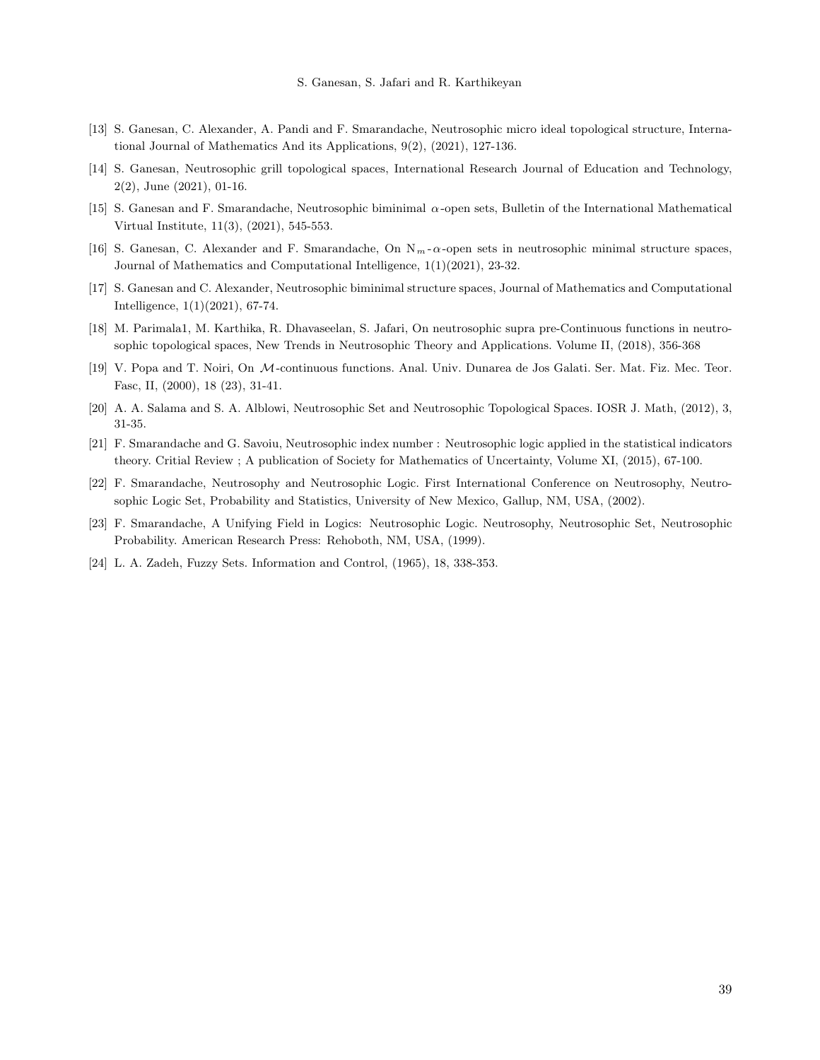[13] S. Ganesan, C. Alexander, A. Pandi and F. Smarandache, Neutrosophic micro ideal topological structure, International Journal of Mathematics And its Applications, 9(2), (2021), 127-136.

[14] S. Ganesan, Neutrosophic grill topological spaces, International Research Journal of Education and Technology, 2(2), June (2021), 01-16.

[15] S. Ganesan and F. Smarandache, Neutrosophic biminimal $\alpha$-open sets, Bulletin of the International Mathematical Virtual Institute, 11(3), (2021), 545-553.

[16] S. Ganesan, C. Alexander and F. Smarandache, On $N_m$-$\alpha$-open sets in neutrosophic minimal structure spaces, Journal of Mathematics and Computational Intelligence, 1(1)(2021), 23-32.

[17] S. Ganesan and C. Alexander, Neutrosophic biminimal structure spaces, Journal of Mathematics and Computational Intelligence, 1(1)(2021), 67-74.

[18] M. Parimala1, M. Karthika, R. Dhavaseelan, S. Jafari, On neutrosophic supra pre-Continuous functions in neutrosophic topological spaces, New Trends in Neutrosophic Theory and Applications. Volume II, (2018), 356-368

[19] V. Popa and T. Noiri, On $\mathcal{M}$-continuous functions. Anal. Univ. Dunarea de Jos Galati. Ser. Mat. Fiz. Mec. Teor. Fasc, II, (2000), 18 (23), 31-41.

[20] A. A. Salama and S. A. Alblowi, Neutrosophic Set and Neutrosophic Topological Spaces. IOSR J. Math, (2012), 3, 31-35.

[21] F. Smarandache and G. Savoiu, Neutrosophic index number : Neutrosophic logic applied in the statistical indicators theory. Critial Review ; A publication of Society for Mathematics of Uncertainty, Volume XI, (2015), 67-100.

[22] F. Smarandache, Neutrosophy and Neutrosophic Logic. First International Conference on Neutrosophy, Neutrosophic Logic Set, Probability and Statistics, University of New Mexico, Gallup, NM, USA, (2002).

[23] F. Smarandache, A Unifying Field in Logics: Neutrosophic Logic. Neutrosophy, Neutrosophic Set, Neutrosophic Probability. American Research Press: Rehoboth, NM, USA, (1999).

[24] L. A. Zadeh, Fuzzy Sets. Information and Control, (1965), 18, 338-353.